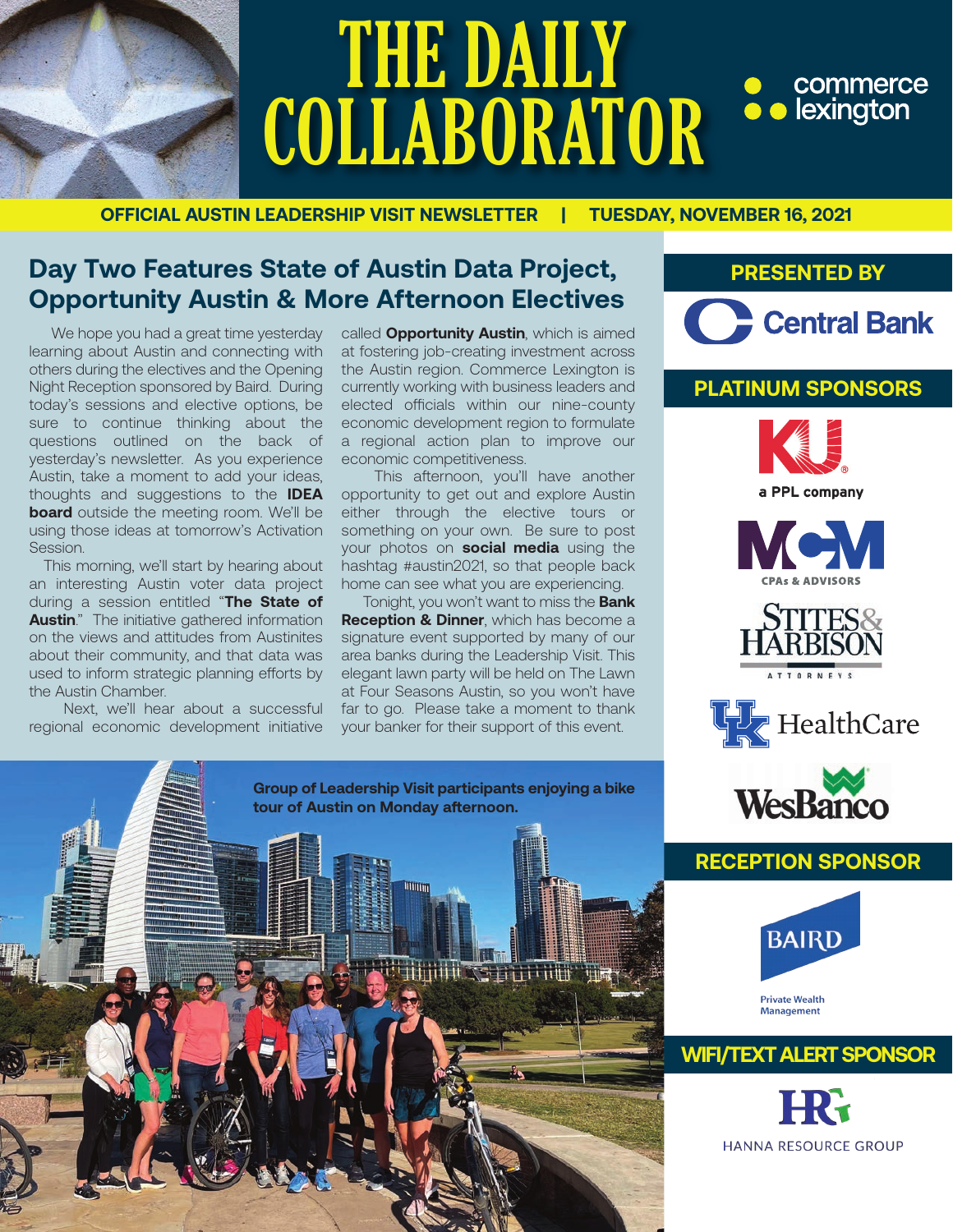# THE DAILY COLLABORATOR

commerce lexington

**OFFICIAL AUSTIN LEADERSHIP VISIT NEWSLETTER | TUESDAY, NOVEMBER 16, 2021**

## Day Two Features State of Austin Data Project, Opportunity Austin & More Afternoon Electives

We hope you had a great time yesterday learning about Austin and connecting with others during the electives and the Opening Night Reception sponsored by Baird. During today's sessions and elective options, be sure to continue thinking about the questions outlined on the back of yesterday's newsletter. As you experience Austin, take a moment to add your ideas, thoughts and suggestions to the **IDEA board** outside the meeting room. We'll be using those ideas at tomorrow's Activation Session.

This morning, we'll start by hearing about an interesting Austin voter data project during a session entitled "**The State of Austin**." The initiative gathered information on the views and attitudes from Austinites about their community, and that data was used to inform strategic planning efforts by the Austin Chamber.

Next, we'll hear about a successful regional economic development initiative called **Opportunity Austin**, which is aimed at fostering job-creating investment across the Austin region. Commerce Lexington is currently working with business leaders and elected officials within our nine-county economic development region to formulate a regional action plan to improve our economic competitiveness.

This afternoon, you'll have another opportunity to get out and explore Austin either through the elective tours or something on your own. Be sure to post your photos on **social media** using the hashtag #austin2021, so that people back home can see what you are experiencing.

Tonight, you won't want to miss the **Bank Reception & Dinner**, which has become a signature event supported by many of our area banks during the Leadership Visit. This elegant lawn party will be held on The Lawn at Four Seasons Austin, so you won't have far to go. Please take a moment to thank your banker for their support of this event.

**Group of Leadership Visit participants enjoying a bike tour of Austin on Monday afternoon.**

### PRESENTED BY

Central Bank

### PLATINUM SPONSORS

KU a PPL company

MCM CPAs & ADVISORS

Stites & Harbison ATTORNEYS

UK HealthCare

WesBanco

### RECEPTION SPONSOR

BAIRD Private Wealth Management

### WIFI/TEXT ALERT SPONSOR

HRG HANNA RESOURCE GROUP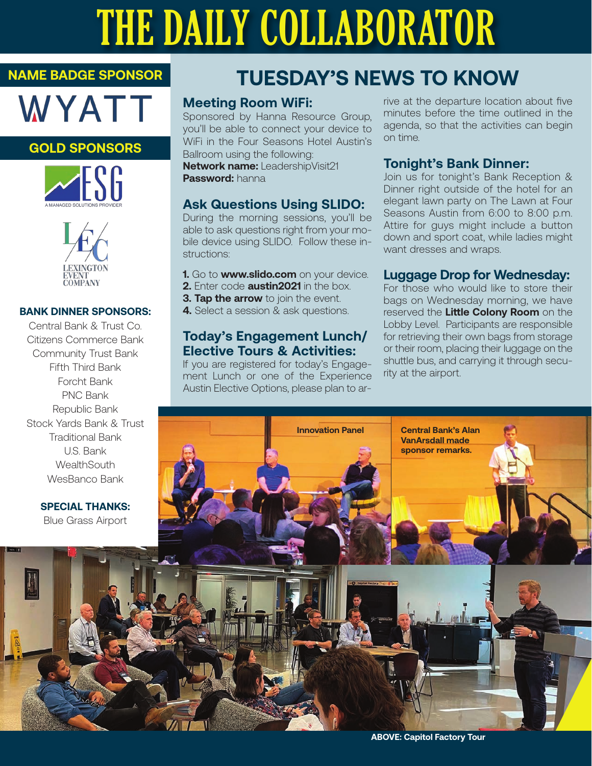# THE DAILY COLLABORATOR

## NAME BADGE SPONSOR

WYATT

## GOLD SPONSORS

ESG
A MANAGED SOLUTIONS PROVIDER

LEXINGTON EVENT COMPANY

### BANK DINNER SPONSORS:

Central Bank & Trust Co.
Citizens Commerce Bank
Community Trust Bank
Fifth Third Bank
Forcht Bank
PNC Bank
Republic Bank
Stock Yards Bank & Trust
Traditional Bank
U.S. Bank
WealthSouth
WesBanco Bank

### SPECIAL THANKS:

Blue Grass Airport

## TUESDAY'S NEWS TO KNOW

### Meeting Room WiFi:

Sponsored by Hanna Resource Group, you'll be able to connect your device to WiFi in the Four Seasons Hotel Austin's Ballroom using the following:
**Network name:** LeadershipVisit21
**Password:** hanna

### Ask Questions Using SLIDO:

During the morning sessions, you'll be able to ask questions right from your mobile device using SLIDO. Follow these instructions:

**1.** Go to **www.slido.com** on your device.
**2.** Enter code **austin2021** in the box.
**3. Tap the arrow** to join the event.
**4.** Select a session & ask questions.

### Today's Engagement Lunch/ Elective Tours & Activities:

If you are registered for today's Engagement Lunch or one of the Experience Austin Elective Options, please plan to arrive at the departure location about five minutes before the time outlined in the agenda, so that the activities can begin on time.

### Tonight's Bank Dinner:

Join us for tonight's Bank Reception & Dinner right outside of the hotel for an elegant lawn party on The Lawn at Four Seasons Austin from 6:00 to 8:00 p.m. Attire for guys might include a button down and sport coat, while ladies might want dresses and wraps.

### Luggage Drop for Wednesday:

For those who would like to store their bags on Wednesday morning, we have reserved the **Little Colony Room** on the Lobby Level. Participants are responsible for retrieving their own bags from storage or their room, placing their luggage on the shuttle bus, and carrying it through security at the airport.

**Innovation Panel**

**Central Bank's Alan VanArsdall made sponsor remarks.**

**ABOVE: Capitol Factory Tour**